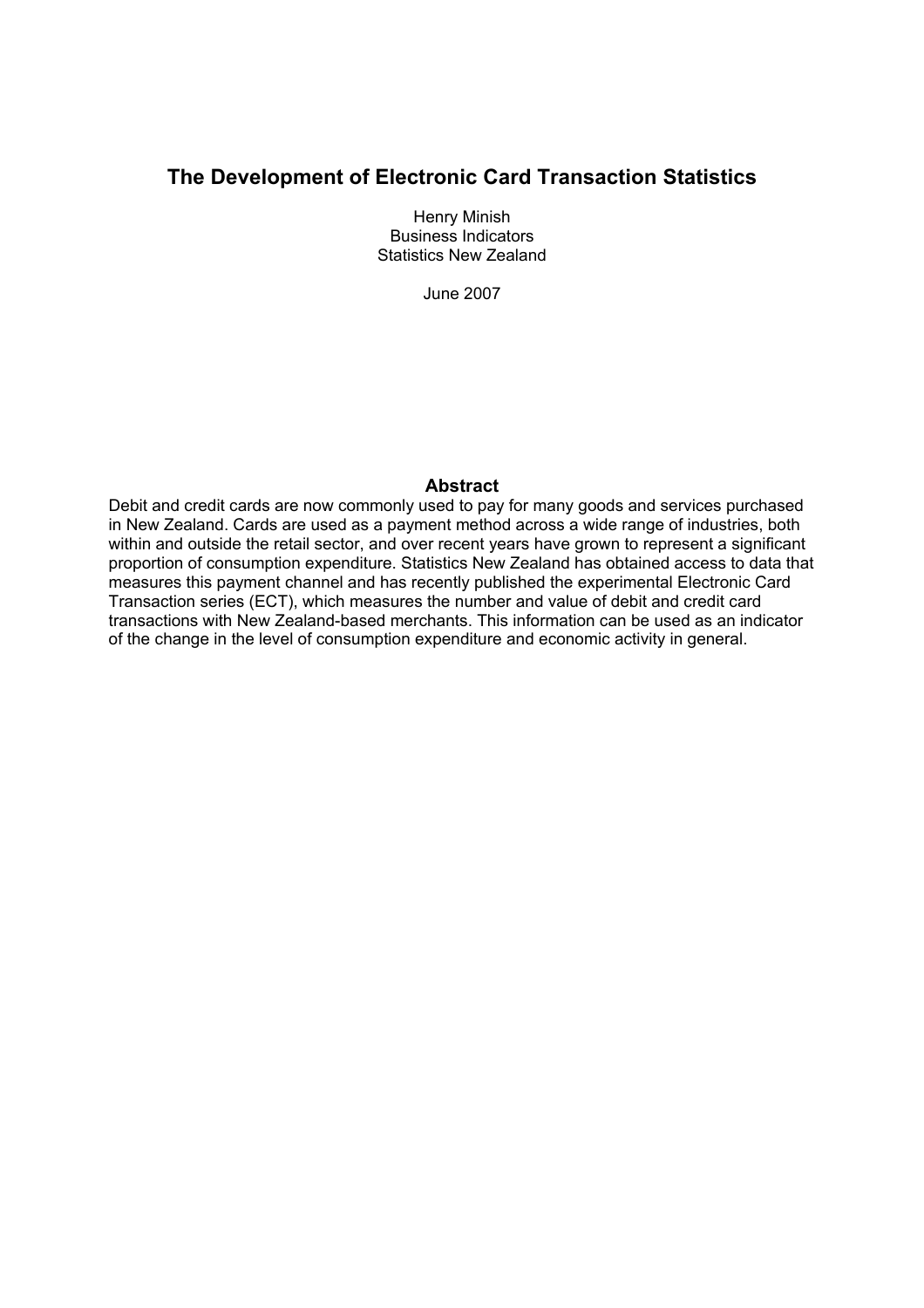# The Development of Electronic Card Transaction Statistics

Henry Minish
Business Indicators
Statistics New Zealand

June 2007

## Abstract

Debit and credit cards are now commonly used to pay for many goods and services purchased in New Zealand. Cards are used as a payment method across a wide range of industries, both within and outside the retail sector, and over recent years have grown to represent a significant proportion of consumption expenditure. Statistics New Zealand has obtained access to data that measures this payment channel and has recently published the experimental Electronic Card Transaction series (ECT), which measures the number and value of debit and credit card transactions with New Zealand-based merchants. This information can be used as an indicator of the change in the level of consumption expenditure and economic activity in general.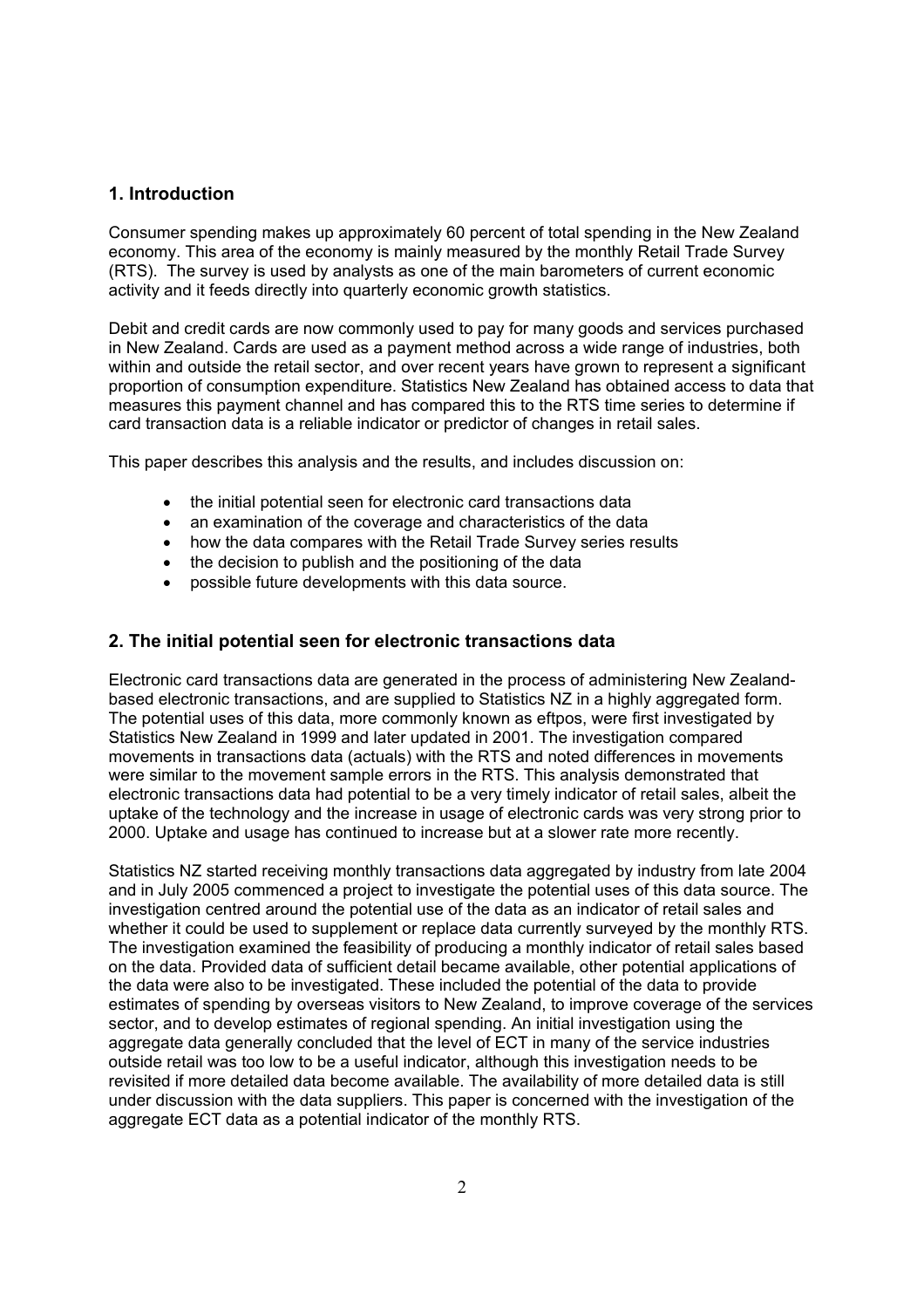## 1. Introduction

Consumer spending makes up approximately 60 percent of total spending in the New Zealand economy. This area of the economy is mainly measured by the monthly Retail Trade Survey (RTS). The survey is used by analysts as one of the main barometers of current economic activity and it feeds directly into quarterly economic growth statistics.

Debit and credit cards are now commonly used to pay for many goods and services purchased in New Zealand. Cards are used as a payment method across a wide range of industries, both within and outside the retail sector, and over recent years have grown to represent a significant proportion of consumption expenditure. Statistics New Zealand has obtained access to data that measures this payment channel and has compared this to the RTS time series to determine if card transaction data is a reliable indicator or predictor of changes in retail sales.

This paper describes this analysis and the results, and includes discussion on:

- the initial potential seen for electronic card transactions data
- an examination of the coverage and characteristics of the data
- how the data compares with the Retail Trade Survey series results
- the decision to publish and the positioning of the data
- possible future developments with this data source.

## 2. The initial potential seen for electronic transactions data

Electronic card transactions data are generated in the process of administering New Zealand-based electronic transactions, and are supplied to Statistics NZ in a highly aggregated form. The potential uses of this data, more commonly known as eftpos, were first investigated by Statistics New Zealand in 1999 and later updated in 2001. The investigation compared movements in transactions data (actuals) with the RTS and noted differences in movements were similar to the movement sample errors in the RTS. This analysis demonstrated that electronic transactions data had potential to be a very timely indicator of retail sales, albeit the uptake of the technology and the increase in usage of electronic cards was very strong prior to 2000. Uptake and usage has continued to increase but at a slower rate more recently.

Statistics NZ started receiving monthly transactions data aggregated by industry from late 2004 and in July 2005 commenced a project to investigate the potential uses of this data source. The investigation centred around the potential use of the data as an indicator of retail sales and whether it could be used to supplement or replace data currently surveyed by the monthly RTS. The investigation examined the feasibility of producing a monthly indicator of retail sales based on the data. Provided data of sufficient detail became available, other potential applications of the data were also to be investigated. These included the potential of the data to provide estimates of spending by overseas visitors to New Zealand, to improve coverage of the services sector, and to develop estimates of regional spending. An initial investigation using the aggregate data generally concluded that the level of ECT in many of the service industries outside retail was too low to be a useful indicator, although this investigation needs to be revisited if more detailed data become available. The availability of more detailed data is still under discussion with the data suppliers. This paper is concerned with the investigation of the aggregate ECT data as a potential indicator of the monthly RTS.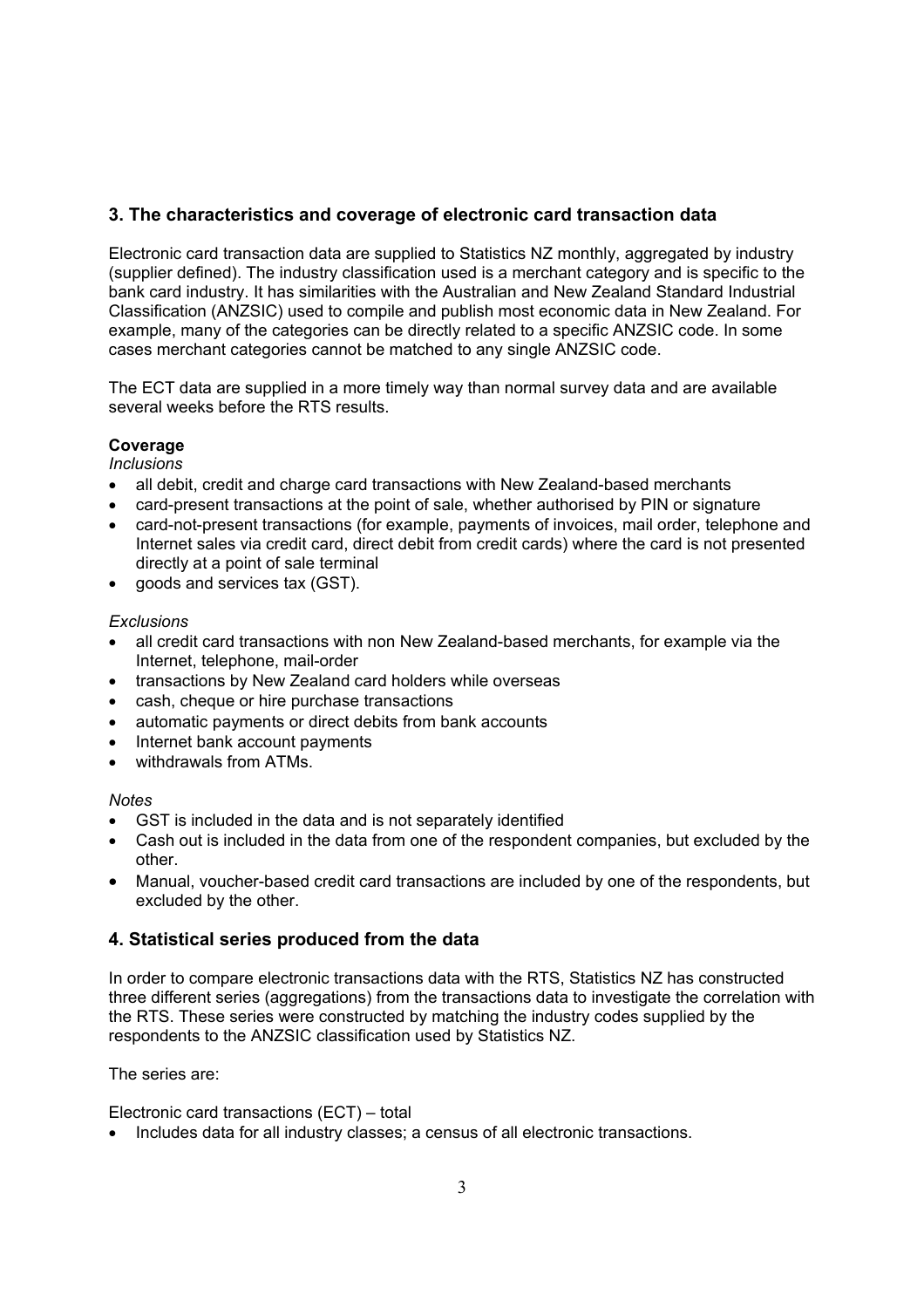## 3. The characteristics and coverage of electronic card transaction data

Electronic card transaction data are supplied to Statistics NZ monthly, aggregated by industry (supplier defined). The industry classification used is a merchant category and is specific to the bank card industry. It has similarities with the Australian and New Zealand Standard Industrial Classification (ANZSIC) used to compile and publish most economic data in New Zealand. For example, many of the categories can be directly related to a specific ANZSIC code. In some cases merchant categories cannot be matched to any single ANZSIC code.

The ECT data are supplied in a more timely way than normal survey data and are available several weeks before the RTS results.

**Coverage**

*Inclusions*

- all debit, credit and charge card transactions with New Zealand-based merchants
- card-present transactions at the point of sale, whether authorised by PIN or signature
- card-not-present transactions (for example, payments of invoices, mail order, telephone and Internet sales via credit card, direct debit from credit cards) where the card is not presented directly at a point of sale terminal
- goods and services tax (GST).

*Exclusions*

- all credit card transactions with non New Zealand-based merchants, for example via the Internet, telephone, mail-order
- transactions by New Zealand card holders while overseas
- cash, cheque or hire purchase transactions
- automatic payments or direct debits from bank accounts
- Internet bank account payments
- withdrawals from ATMs.

*Notes*

- GST is included in the data and is not separately identified
- Cash out is included in the data from one of the respondent companies, but excluded by the other.
- Manual, voucher-based credit card transactions are included by one of the respondents, but excluded by the other.

## 4. Statistical series produced from the data

In order to compare electronic transactions data with the RTS, Statistics NZ has constructed three different series (aggregations) from the transactions data to investigate the correlation with the RTS. These series were constructed by matching the industry codes supplied by the respondents to the ANZSIC classification used by Statistics NZ.

The series are:

Electronic card transactions (ECT) – total

- Includes data for all industry classes; a census of all electronic transactions.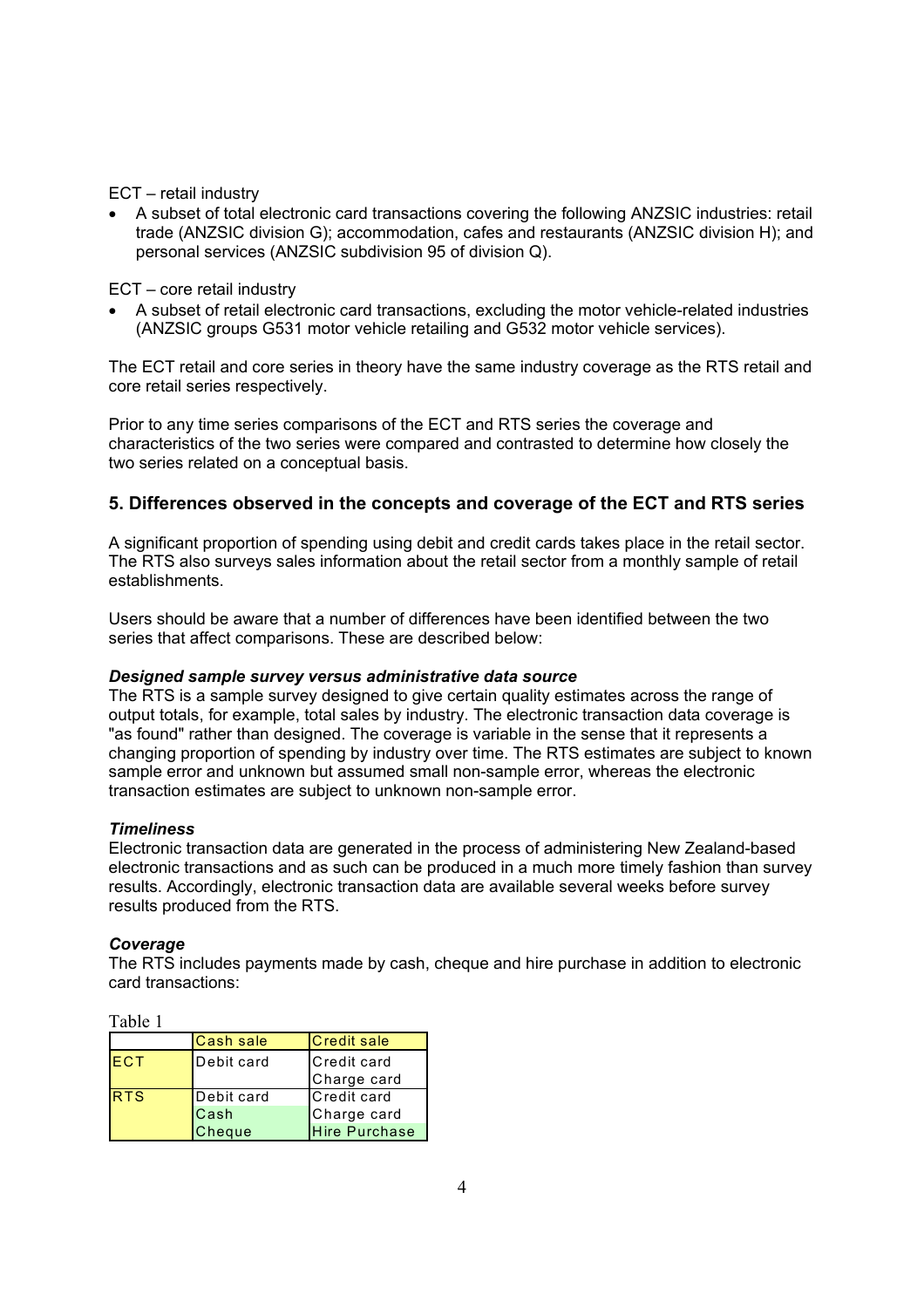ECT – retail industry

- A subset of total electronic card transactions covering the following ANZSIC industries: retail trade (ANZSIC division G); accommodation, cafes and restaurants (ANZSIC division H); and personal services (ANZSIC subdivision 95 of division Q).

ECT – core retail industry

- A subset of retail electronic card transactions, excluding the motor vehicle-related industries (ANZSIC groups G531 motor vehicle retailing and G532 motor vehicle services).

The ECT retail and core series in theory have the same industry coverage as the RTS retail and core retail series respectively.

Prior to any time series comparisons of the ECT and RTS series the coverage and characteristics of the two series were compared and contrasted to determine how closely the two series related on a conceptual basis.

## 5. Differences observed in the concepts and coverage of the ECT and RTS series

A significant proportion of spending using debit and credit cards takes place in the retail sector. The RTS also surveys sales information about the retail sector from a monthly sample of retail establishments.

Users should be aware that a number of differences have been identified between the two series that affect comparisons. These are described below:

***Designed sample survey versus administrative data source***

The RTS is a sample survey designed to give certain quality estimates across the range of output totals, for example, total sales by industry. The electronic transaction data coverage is "as found" rather than designed. The coverage is variable in the sense that it represents a changing proportion of spending by industry over time. The RTS estimates are subject to known sample error and unknown but assumed small non-sample error, whereas the electronic transaction estimates are subject to unknown non-sample error.

***Timeliness***

Electronic transaction data are generated in the process of administering New Zealand-based electronic transactions and as such can be produced in a much more timely fashion than survey results. Accordingly, electronic transaction data are available several weeks before survey results produced from the RTS.

***Coverage***

The RTS includes payments made by cash, cheque and hire purchase in addition to electronic card transactions:

Table 1

| | Cash sale | Credit sale |
|---|---|---|
| ECT | Debit card | Credit card<br>Charge card |
| RTS | Debit card<br>Cash<br>Cheque | Credit card<br>Charge card<br>Hire Purchase |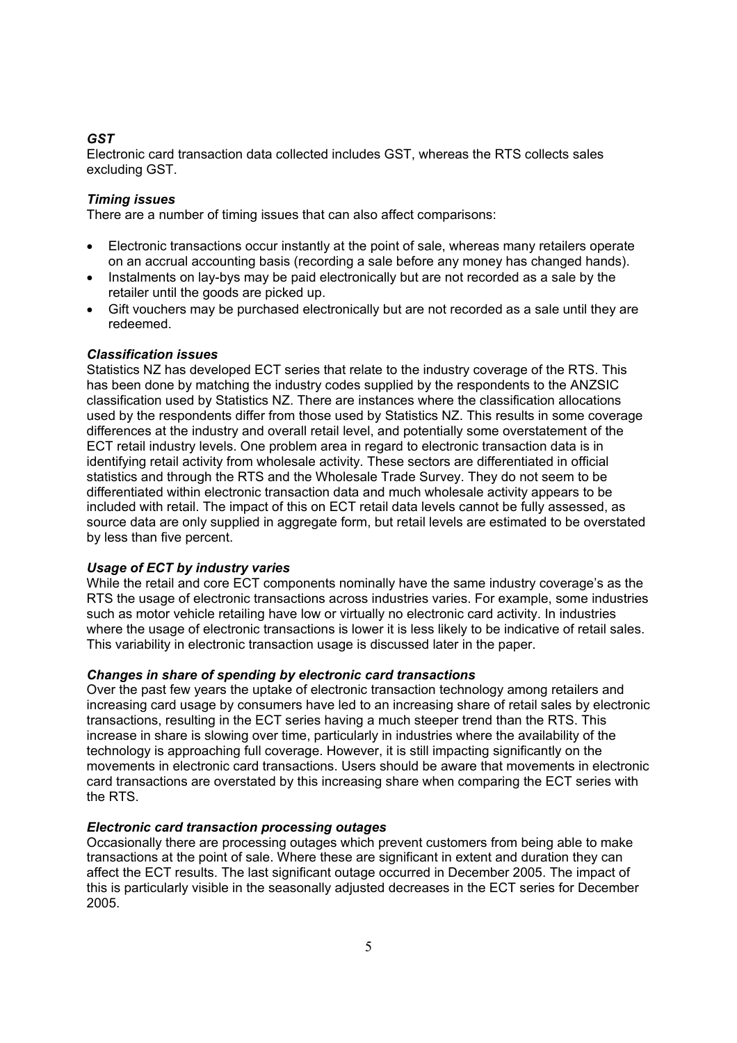### *GST*

Electronic card transaction data collected includes GST, whereas the RTS collects sales excluding GST.

### *Timing issues*

There are a number of timing issues that can also affect comparisons:

- Electronic transactions occur instantly at the point of sale, whereas many retailers operate on an accrual accounting basis (recording a sale before any money has changed hands).
- Instalments on lay-bys may be paid electronically but are not recorded as a sale by the retailer until the goods are picked up.
- Gift vouchers may be purchased electronically but are not recorded as a sale until they are redeemed.

### *Classification issues*

Statistics NZ has developed ECT series that relate to the industry coverage of the RTS. This has been done by matching the industry codes supplied by the respondents to the ANZSIC classification used by Statistics NZ. There are instances where the classification allocations used by the respondents differ from those used by Statistics NZ. This results in some coverage differences at the industry and overall retail level, and potentially some overstatement of the ECT retail industry levels. One problem area in regard to electronic transaction data is in identifying retail activity from wholesale activity. These sectors are differentiated in official statistics and through the RTS and the Wholesale Trade Survey. They do not seem to be differentiated within electronic transaction data and much wholesale activity appears to be included with retail. The impact of this on ECT retail data levels cannot be fully assessed, as source data are only supplied in aggregate form, but retail levels are estimated to be overstated by less than five percent.

### *Usage of ECT by industry varies*

While the retail and core ECT components nominally have the same industry coverage's as the RTS the usage of electronic transactions across industries varies. For example, some industries such as motor vehicle retailing have low or virtually no electronic card activity. In industries where the usage of electronic transactions is lower it is less likely to be indicative of retail sales. This variability in electronic transaction usage is discussed later in the paper.

### *Changes in share of spending by electronic card transactions*

Over the past few years the uptake of electronic transaction technology among retailers and increasing card usage by consumers have led to an increasing share of retail sales by electronic transactions, resulting in the ECT series having a much steeper trend than the RTS. This increase in share is slowing over time, particularly in industries where the availability of the technology is approaching full coverage. However, it is still impacting significantly on the movements in electronic card transactions. Users should be aware that movements in electronic card transactions are overstated by this increasing share when comparing the ECT series with the RTS.

### *Electronic card transaction processing outages*

Occasionally there are processing outages which prevent customers from being able to make transactions at the point of sale. Where these are significant in extent and duration they can affect the ECT results. The last significant outage occurred in December 2005. The impact of this is particularly visible in the seasonally adjusted decreases in the ECT series for December 2005.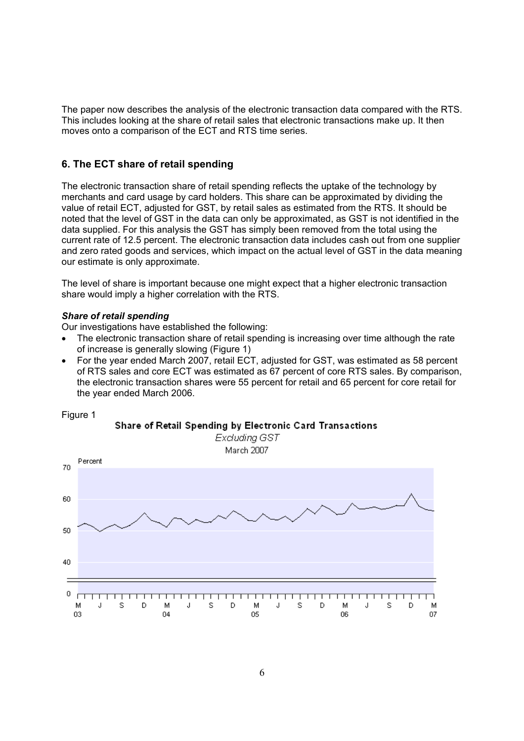The paper now describes the analysis of the electronic transaction data compared with the RTS. This includes looking at the share of retail sales that electronic transactions make up. It then moves onto a comparison of the ECT and RTS time series.

## 6. The ECT share of retail spending

The electronic transaction share of retail spending reflects the uptake of the technology by merchants and card usage by card holders. This share can be approximated by dividing the value of retail ECT, adjusted for GST, by retail sales as estimated from the RTS. It should be noted that the level of GST in the data can only be approximated, as GST is not identified in the data supplied. For this analysis the GST has simply been removed from the total using the current rate of 12.5 percent. The electronic transaction data includes cash out from one supplier and zero rated goods and services, which impact on the actual level of GST in the data meaning our estimate is only approximate.

The level of share is important because one might expect that a higher electronic transaction share would imply a higher correlation with the RTS.

***Share of retail spending***

Our investigations have established the following:

- The electronic transaction share of retail spending is increasing over time although the rate of increase is generally slowing (Figure 1)
- For the year ended March 2007, retail ECT, adjusted for GST, was estimated as 58 percent of RTS sales and core ECT was estimated as 67 percent of core RTS sales. By comparison, the electronic transaction shares were 55 percent for retail and 65 percent for core retail for the year ended March 2006.

Figure 1

**Share of Retail Spending by Electronic Card Transactions**

*Excluding GST*

March 2007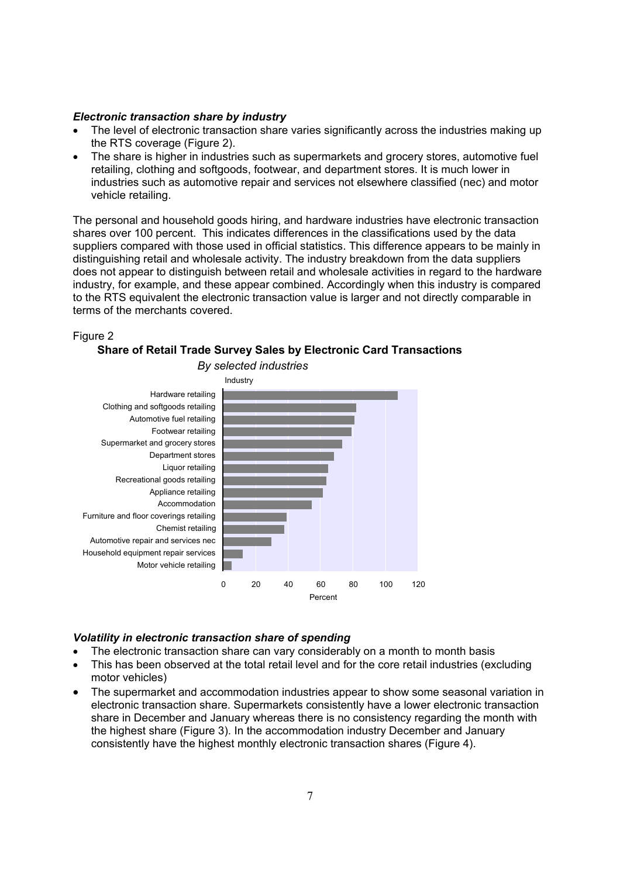### *Electronic transaction share by industry*

- The level of electronic transaction share varies significantly across the industries making up the RTS coverage (Figure 2).
- The share is higher in industries such as supermarkets and grocery stores, automotive fuel retailing, clothing and softgoods, footwear, and department stores. It is much lower in industries such as automotive repair and services not elsewhere classified (nec) and motor vehicle retailing.

The personal and household goods hiring, and hardware industries have electronic transaction shares over 100 percent. This indicates differences in the classifications used by the data suppliers compared with those used in official statistics. This difference appears to be mainly in distinguishing retail and wholesale activity. The industry breakdown from the data suppliers does not appear to distinguish between retail and wholesale activities in regard to the hardware industry, for example, and these appear combined. Accordingly when this industry is compared to the RTS equivalent the electronic transaction value is larger and not directly comparable in terms of the merchants covered.

Figure 2

**Share of Retail Trade Survey Sales by Electronic Card Transactions**

*By selected industries*

Industry: Hardware retailing; Clothing and softgoods retailing; Automotive fuel retailing; Footwear retailing; Supermarket and grocery stores; Department stores; Liquor retailing; Recreational goods retailing; Appliance retailing; Accommodation; Furniture and floor coverings retailing; Chemist retailing; Automotive repair and services nec; Household equipment repair services; Motor vehicle retailing

Percent: 0, 20, 40, 60, 80, 100, 120

### *Volatility in electronic transaction share of spending*

- The electronic transaction share can vary considerably on a month to month basis
- This has been observed at the total retail level and for the core retail industries (excluding motor vehicles)
- The supermarket and accommodation industries appear to show some seasonal variation in electronic transaction share. Supermarkets consistently have a lower electronic transaction share in December and January whereas there is no consistency regarding the month with the highest share (Figure 3). In the accommodation industry December and January consistently have the highest monthly electronic transaction shares (Figure 4).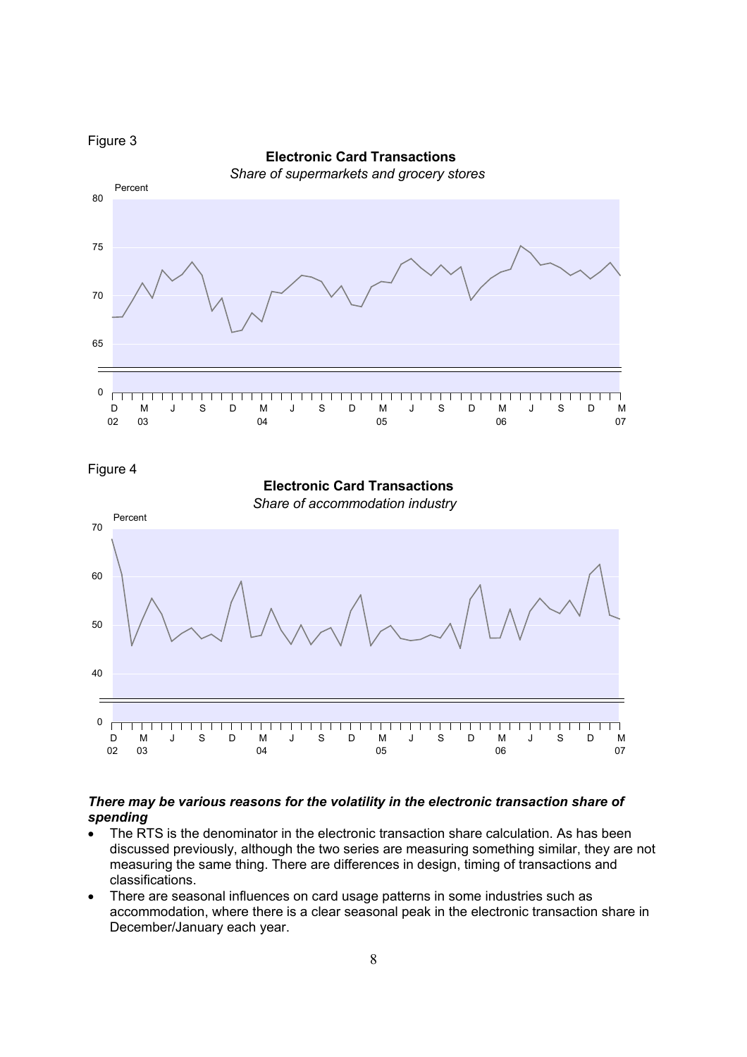Figure 3

**Electronic Card Transactions**

*Share of supermarkets and grocery stores*

Figure 4

**Electronic Card Transactions**

*Share of accommodation industry*

***There may be various reasons for the volatility in the electronic transaction share of spending***

- The RTS is the denominator in the electronic transaction share calculation. As has been discussed previously, although the two series are measuring something similar, they are not measuring the same thing. There are differences in design, timing of transactions and classifications.
- There are seasonal influences on card usage patterns in some industries such as accommodation, where there is a clear seasonal peak in the electronic transaction share in December/January each year.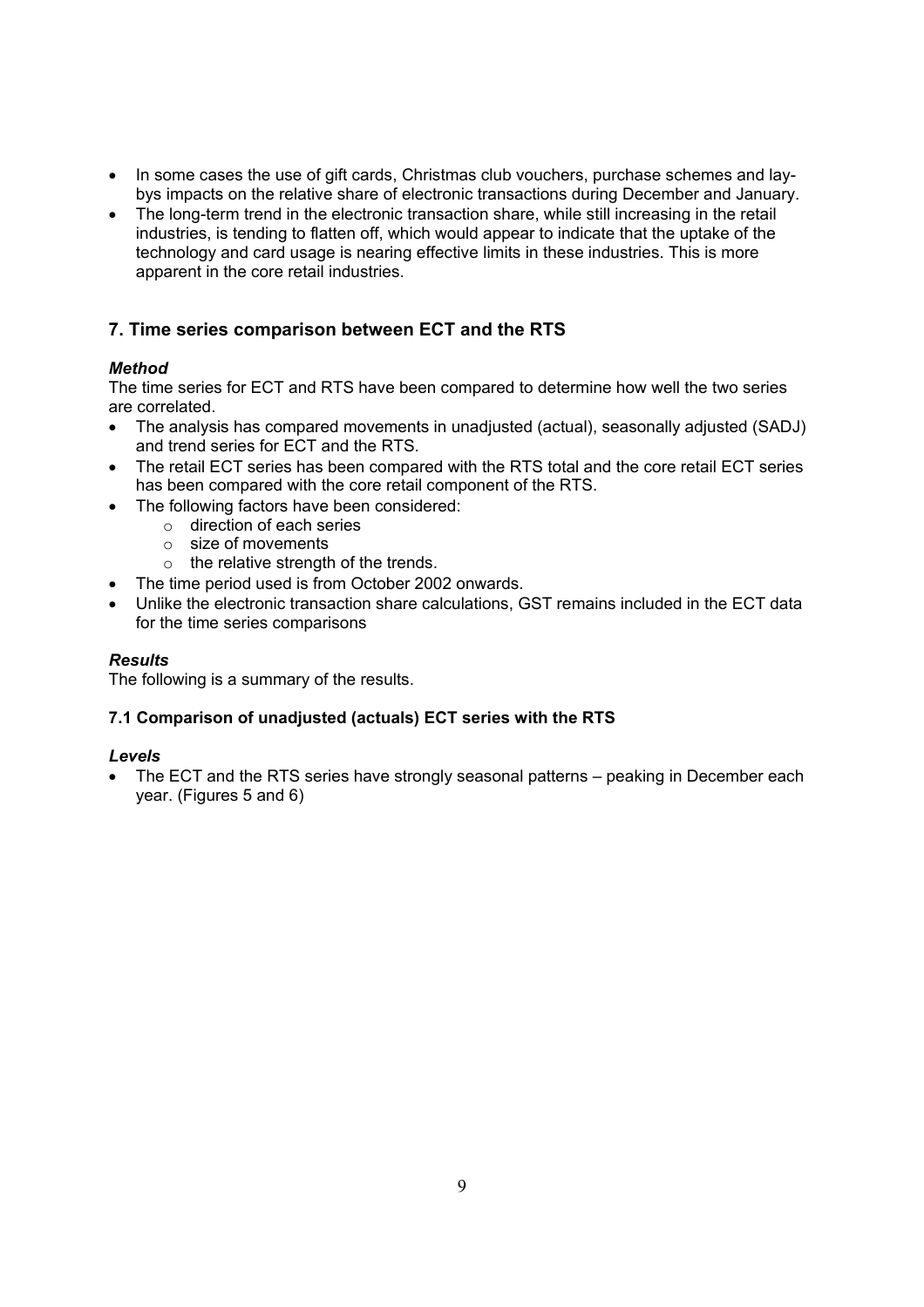- In some cases the use of gift cards, Christmas club vouchers, purchase schemes and lay-bys impacts on the relative share of electronic transactions during December and January.
- The long-term trend in the electronic transaction share, while still increasing in the retail industries, is tending to flatten off, which would appear to indicate that the uptake of the technology and card usage is nearing effective limits in these industries. This is more apparent in the core retail industries.

## 7. Time series comparison between ECT and the RTS

### *Method*

The time series for ECT and RTS have been compared to determine how well the two series are correlated.

- The analysis has compared movements in unadjusted (actual), seasonally adjusted (SADJ) and trend series for ECT and the RTS.
- The retail ECT series has been compared with the RTS total and the core retail ECT series has been compared with the core retail component of the RTS.
- The following factors have been considered:
  - direction of each series
  - size of movements
  - the relative strength of the trends.
- The time period used is from October 2002 onwards.
- Unlike the electronic transaction share calculations, GST remains included in the ECT data for the time series comparisons

### *Results*

The following is a summary of the results.

### 7.1 Comparison of unadjusted (actuals) ECT series with the RTS

#### *Levels*

- The ECT and the RTS series have strongly seasonal patterns – peaking in December each year. (Figures 5 and 6)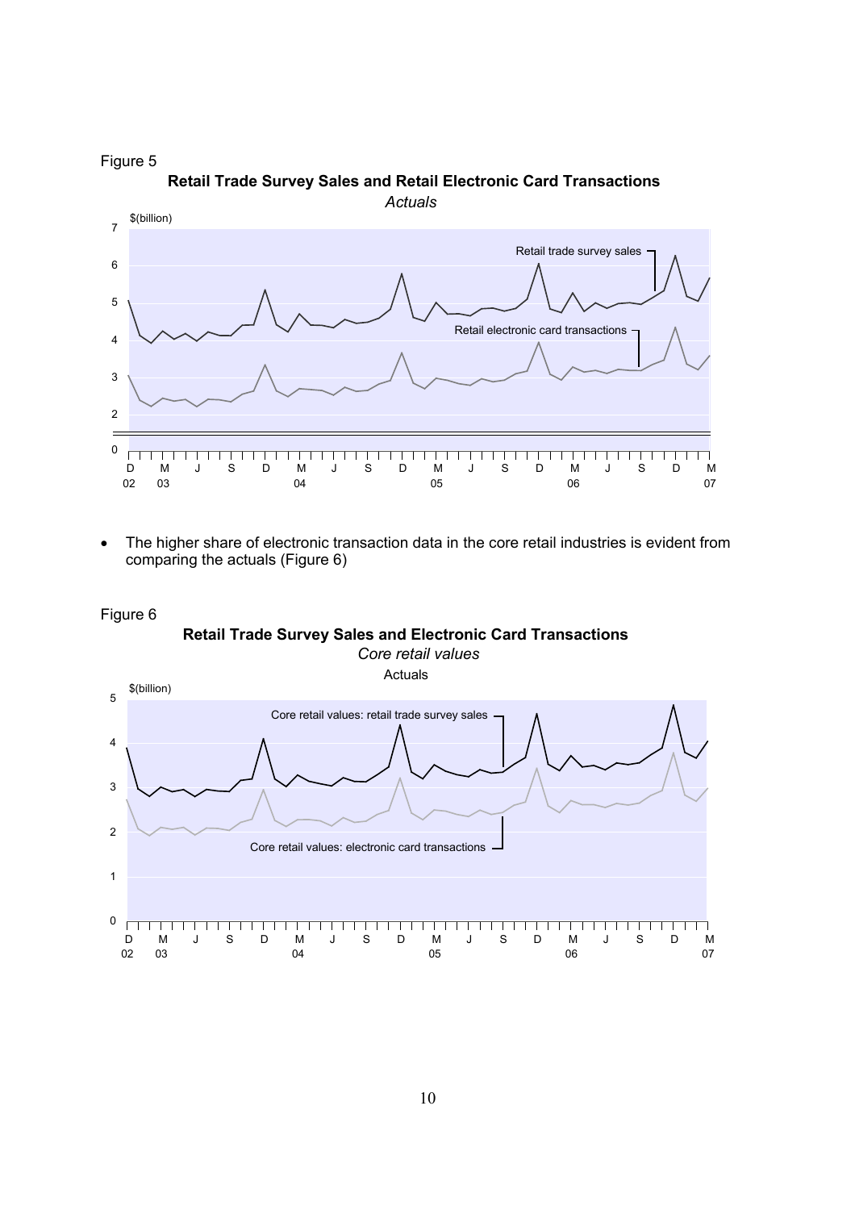Figure 5

**Retail Trade Survey Sales and Retail Electronic Card Transactions**

*Actuals*

- The higher share of electronic transaction data in the core retail industries is evident from comparing the actuals (Figure 6)

Figure 6

**Retail Trade Survey Sales and Electronic Card Transactions**

*Core retail values*

Actuals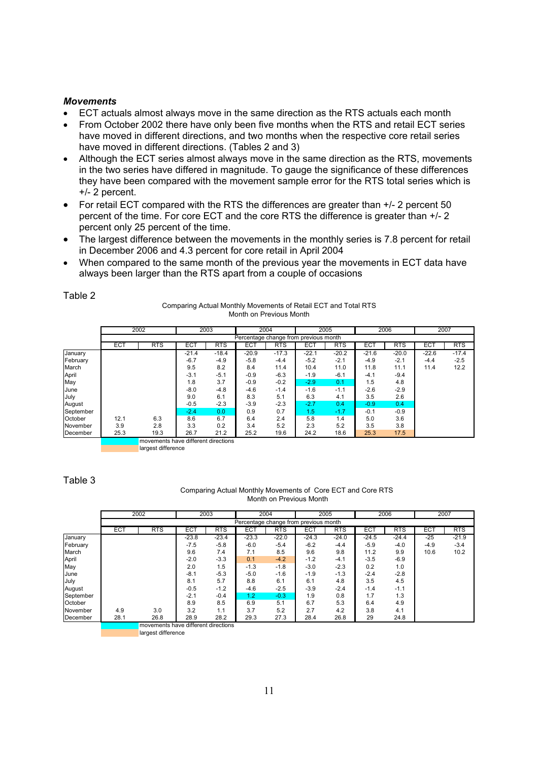***Movements***

- ECT actuals almost always move in the same direction as the RTS actuals each month
- From October 2002 there have only been five months when the RTS and retail ECT series have moved in different directions, and two months when the respective core retail series have moved in different directions. (Tables 2 and 3)
- Although the ECT series almost always move in the same direction as the RTS, movements in the two series have differed in magnitude. To gauge the significance of these differences they have been compared with the movement sample error for the RTS total series which is +/- 2 percent.
- For retail ECT compared with the RTS the differences are greater than +/- 2 percent 50 percent of the time. For core ECT and the core RTS the difference is greater than +/- 2 percent only 25 percent of the time.
- The largest difference between the movements in the monthly series is 7.8 percent for retail in December 2006 and 4.3 percent for core retail in April 2004
- When compared to the same month of the previous year the movements in ECT data have always been larger than the RTS apart from a couple of occasions

Table 2

Comparing Actual Monthly Movements of Retail ECT and Total RTS
Month on Previous Month

| | 2002 | | 2003 | | 2004 | | 2005 | | 2006 | | 2007 | |
|---|---|---|---|---|---|---|---|---|---|---|---|---|
| | Percentage change from previous month | | | | | | | | | | | |
| | ECT | RTS | ECT | RTS | ECT | RTS | ECT | RTS | ECT | RTS | ECT | RTS |
| January | | | -21.4 | -18.4 | -20.9 | -17.3 | -22.1 | -20.2 | -21.6 | -20.0 | -22.6 | -17.4 |
| February | | | -6.7 | -4.9 | -5.8 | -4.4 | -5.2 | -2.1 | -4.9 | -2.1 | -4.4 | -2.5 |
| March | | | 9.5 | 8.2 | 8.4 | 11.4 | 10.4 | 11.0 | 11.8 | 11.1 | 11.4 | 12.2 |
| April | | | -3.1 | -5.1 | -0.9 | -6.3 | -1.9 | -6.1 | -4.1 | -9.4 | | |
| May | | | 1.8 | 3.7 | -0.9 | -0.2 | -2.9 | 0.1 | 1.5 | 4.8 | | |
| June | | | -8.0 | -4.8 | -4.6 | -1.4 | -1.6 | -1.1 | -2.6 | -2.9 | | |
| July | | | 9.0 | 6.1 | 8.3 | 5.1 | 6.3 | 4.1 | 3.5 | 2.6 | | |
| August | | | -0.5 | -2.3 | -3.9 | -2.3 | -2.7 | 0.4 | -0.9 | 0.4 | | |
| September | | | -2.4 | 0.0 | 0.9 | 0.7 | 1.5 | -1.7 | -0.1 | -0.9 | | |
| October | 12.1 | 6.3 | 8.6 | 6.7 | 6.4 | 2.4 | 5.8 | 1.4 | 5.0 | 3.6 | | |
| November | 3.9 | 2.8 | 3.3 | 0.2 | 3.4 | 5.2 | 2.3 | 5.2 | 3.5 | 3.8 | | |
| December | 25.3 | 19.3 | 26.7 | 21.2 | 25.2 | 19.6 | 24.2 | 18.6 | 25.3 | 17.5 | | |

Legend: movements have different directions (highlighted: Sep 2003, May 2005, Aug 2005, Sep 2005, Aug 2006); largest difference (highlighted: Dec 2006)

Table 3

Comparing Actual Monthly Movements of Core ECT and Core RTS
Month on Previous Month

| | 2002 | | 2003 | | 2004 | | 2005 | | 2006 | | 2007 | |
|---|---|---|---|---|---|---|---|---|---|---|---|---|
| | Percentage change from previous month | | | | | | | | | | | |
| | ECT | RTS | ECT | RTS | ECT | RTS | ECT | RTS | ECT | RTS | ECT | RTS |
| January | | | -23.8 | -23.4 | -23.3 | -22.0 | -24.3 | -24.0 | -24.5 | -24.4 | -25 | -21.9 |
| February | | | -7.5 | -5.8 | -6.0 | -5.4 | -6.2 | -4.4 | -5.9 | -4.0 | -4.9 | -3.4 |
| March | | | 9.6 | 7.4 | 7.1 | 8.5 | 9.6 | 9.8 | 11.2 | 9.9 | 10.6 | 10.2 |
| April | | | -2.0 | -3.3 | 0.1 | -4.2 | -1.2 | -4.1 | -3.5 | -6.9 | | |
| May | | | 2.0 | 1.5 | -1.3 | -1.8 | -3.0 | -2.3 | 0.2 | 1.0 | | |
| June | | | -8.1 | -5.3 | -5.0 | -1.6 | -1.9 | -1.3 | -2.4 | -2.8 | | |
| July | | | 8.1 | 5.7 | 8.8 | 6.1 | 6.1 | 4.8 | 3.5 | 4.5 | | |
| August | | | -0.5 | -1.2 | -4.6 | -2.5 | -3.9 | -2.4 | -1.4 | -1.1 | | |
| September | | | -2.1 | -0.4 | 1.2 | -0.3 | 1.9 | 0.8 | 1.7 | 1.3 | | |
| October | | | 8.9 | 8.5 | 6.9 | 5.1 | 6.7 | 5.3 | 6.4 | 4.9 | | |
| November | 4.9 | 3.0 | 3.2 | 1.1 | 3.7 | 5.2 | 2.7 | 4.2 | 3.8 | 4.1 | | |
| December | 28.1 | 26.8 | 28.9 | 28.2 | 29.3 | 27.3 | 28.4 | 26.8 | 29 | 24.8 | | |

Legend: movements have different directions (highlighted: Sep 2004); largest difference (highlighted: Apr 2004)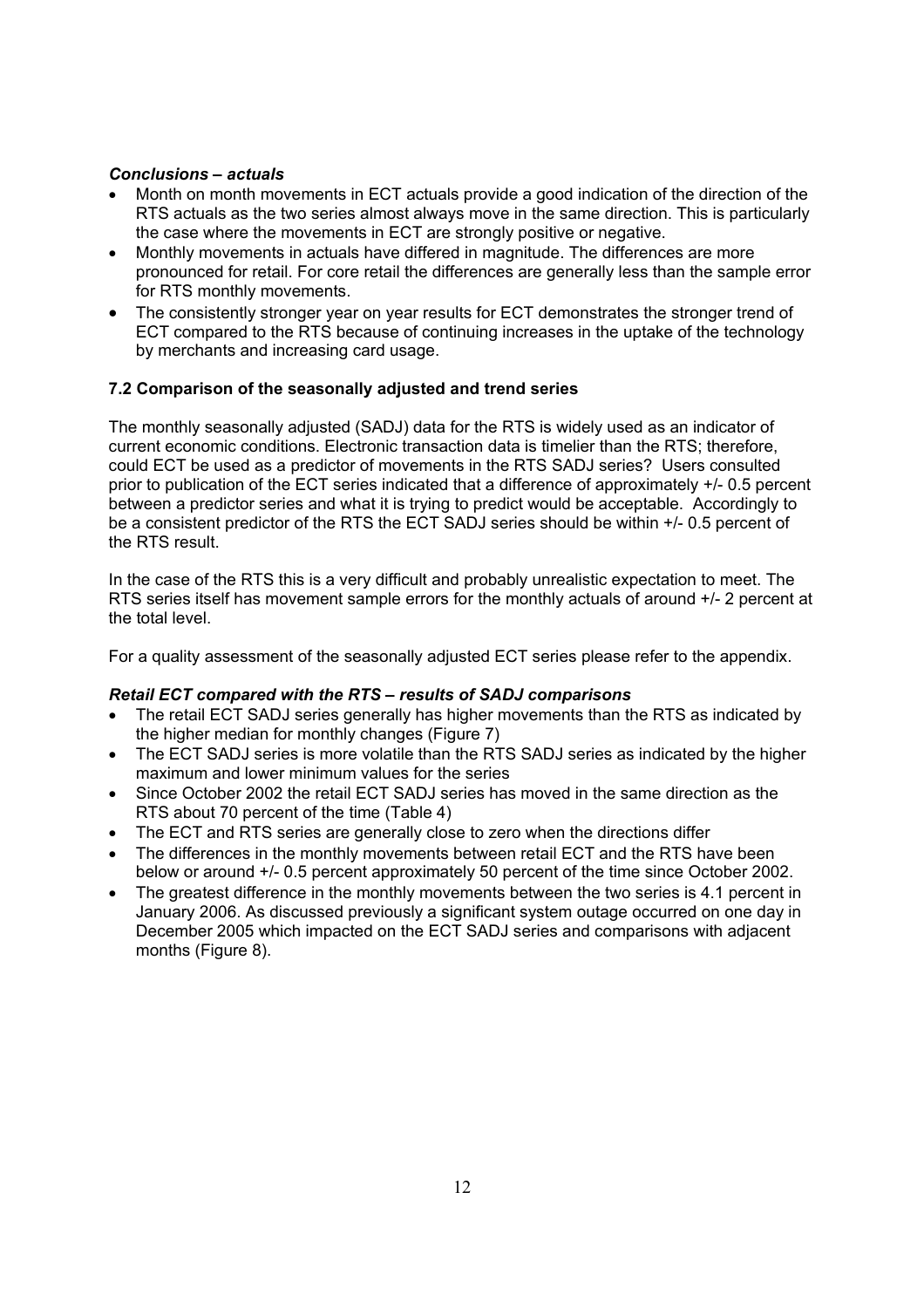*Conclusions – actuals*

- Month on month movements in ECT actuals provide a good indication of the direction of the RTS actuals as the two series almost always move in the same direction. This is particularly the case where the movements in ECT are strongly positive or negative.
- Monthly movements in actuals have differed in magnitude. The differences are more pronounced for retail. For core retail the differences are generally less than the sample error for RTS monthly movements.
- The consistently stronger year on year results for ECT demonstrates the stronger trend of ECT compared to the RTS because of continuing increases in the uptake of the technology by merchants and increasing card usage.

### 7.2 Comparison of the seasonally adjusted and trend series

The monthly seasonally adjusted (SADJ) data for the RTS is widely used as an indicator of current economic conditions. Electronic transaction data is timelier than the RTS; therefore, could ECT be used as a predictor of movements in the RTS SADJ series? Users consulted prior to publication of the ECT series indicated that a difference of approximately +/- 0.5 percent between a predictor series and what it is trying to predict would be acceptable. Accordingly to be a consistent predictor of the RTS the ECT SADJ series should be within +/- 0.5 percent of the RTS result.

In the case of the RTS this is a very difficult and probably unrealistic expectation to meet. The RTS series itself has movement sample errors for the monthly actuals of around +/- 2 percent at the total level.

For a quality assessment of the seasonally adjusted ECT series please refer to the appendix.

*Retail ECT compared with the RTS – results of SADJ comparisons*

- The retail ECT SADJ series generally has higher movements than the RTS as indicated by the higher median for monthly changes (Figure 7)
- The ECT SADJ series is more volatile than the RTS SADJ series as indicated by the higher maximum and lower minimum values for the series
- Since October 2002 the retail ECT SADJ series has moved in the same direction as the RTS about 70 percent of the time (Table 4)
- The ECT and RTS series are generally close to zero when the directions differ
- The differences in the monthly movements between retail ECT and the RTS have been below or around +/- 0.5 percent approximately 50 percent of the time since October 2002.
- The greatest difference in the monthly movements between the two series is 4.1 percent in January 2006. As discussed previously a significant system outage occurred on one day in December 2005 which impacted on the ECT SADJ series and comparisons with adjacent months (Figure 8).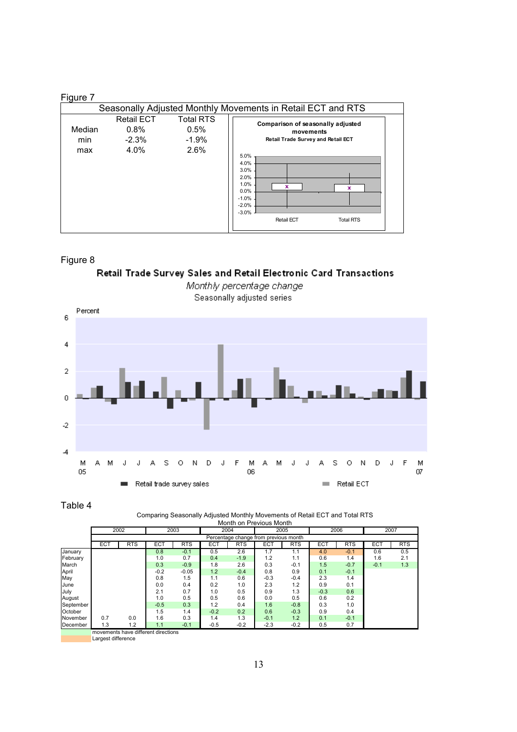Figure 7

**Seasonally Adjusted Monthly Movements in Retail ECT and RTS**

| | Retail ECT | Total RTS |
|---|---|---|
| Median | 0.8% | 0.5% |
| min | -2.3% | -1.9% |
| max | 4.0% | 2.6% |

**Comparison of seasonally adjusted movements**
**Retail Trade Survey and Retail ECT**

Figure 8

**Retail Trade Survey Sales and Retail Electronic Card Transactions**

*Monthly percentage change*

Seasonally adjusted series

Table 4

Comparing Seasonally Adjusted Monthly Movements of Retail ECT and Total RTS
Month on Previous Month

| | 2002 | | 2003 | | 2004 | | 2005 | | 2006 | | 2007 | |
|---|---|---|---|---|---|---|---|---|---|---|---|---|
| | Percentage change from previous month | | | | | | | | | | | |
| | ECT | RTS | ECT | RTS | ECT | RTS | ECT | RTS | ECT | RTS | ECT | RTS |
| January | | | 0.8 | -0.1 | 0.5 | 2.6 | 1.7 | 1.1 | 4.0 | -0.1 | 0.6 | 0.5 |
| February | | | 1.0 | 0.7 | 0.4 | -1.9 | 1.2 | 1.1 | 0.6 | 1.4 | 1.6 | 2.1 |
| March | | | 0.3 | -0.9 | 1.8 | 2.6 | 0.3 | -0.1 | 1.5 | -0.7 | -0.1 | 1.3 |
| April | | | -0.2 | -0.05 | 1.2 | -0.4 | 0.8 | 0.9 | 0.1 | -0.1 | | |
| May | | | 0.8 | 1.5 | 1.1 | 0.6 | -0.3 | -0.4 | 2.3 | 1.4 | | |
| June | | | 0.0 | 0.4 | 0.2 | 1.0 | 2.3 | 1.2 | 0.9 | 0.1 | | |
| July | | | 2.1 | 0.7 | 1.0 | 0.5 | 0.9 | 1.3 | -0.3 | 0.6 | | |
| August | | | 1.0 | 0.5 | 0.5 | 0.6 | 0.0 | 0.5 | 0.6 | 0.2 | | |
| September | | | -0.5 | 0.3 | 1.2 | 0.4 | 1.6 | -0.8 | 0.3 | 1.0 | | |
| October | | | 1.5 | 1.4 | -0.2 | 0.2 | 0.6 | -0.3 | 0.9 | 0.4 | | |
| November | 0.7 | 0.0 | 1.6 | 0.3 | 1.4 | 1.3 | -0.1 | 1.2 | 0.1 | -0.1 | | |
| December | 1.3 | 1.2 | 1.1 | -0.1 | -0.5 | -0.2 | -2.3 | -0.2 | 0.5 | 0.7 | | |

movements have different directions

Largest difference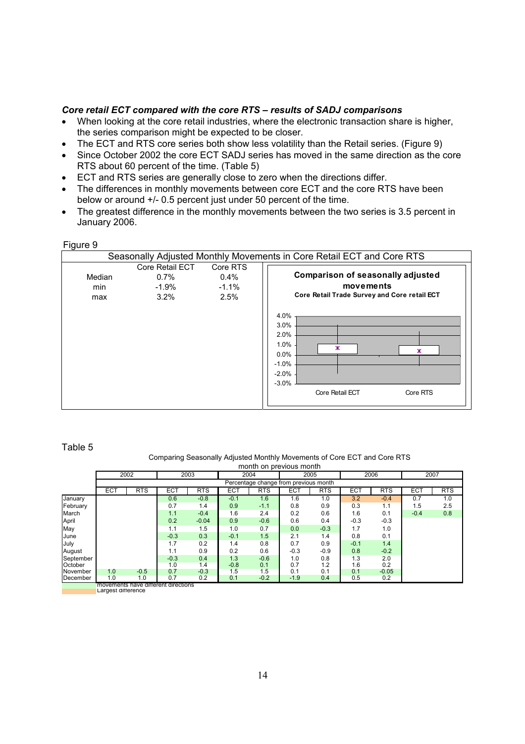*Core retail ECT compared with the core RTS – results of SADJ comparisons*

- When looking at the core retail industries, where the electronic transaction share is higher, the series comparison might be expected to be closer.
- The ECT and RTS core series both show less volatility than the Retail series. (Figure 9)
- Since October 2002 the core ECT SADJ series has moved in the same direction as the core RTS about 60 percent of the time. (Table 5)
- ECT and RTS series are generally close to zero when the directions differ.
- The differences in monthly movements between core ECT and the core RTS have been below or around +/- 0.5 percent just under 50 percent of the time.
- The greatest difference in the monthly movements between the two series is 3.5 percent in January 2006.

Figure 9

Seasonally Adjusted Monthly Movements in Core Retail ECT and Core RTS

| | Core Retail ECT | Core RTS |
|---|---|---|
| Median | 0.7% | 0.4% |
| min | -1.9% | -1.1% |
| max | 3.2% | 2.5% |

**Comparison of seasonally adjusted movements**
**Core Retail Trade Survey and Core retail ECT**

Table 5

Comparing Seasonally Adjusted Monthly Movements of Core ECT and Core RTS
month on previous month

| | 2002 | | 2003 | | 2004 | | 2005 | | 2006 | | 2007 | |
|---|---|---|---|---|---|---|---|---|---|---|---|---|
| | Percentage change from previous month | | | | | | | | | | | |
| | ECT | RTS | ECT | RTS | ECT | RTS | ECT | RTS | ECT | RTS | ECT | RTS |
| January | | | 0.6 | -0.8 | -0.1 | 1.6 | 1.6 | 1.0 | 3.2 | -0.4 | 0.7 | 1.0 |
| February | | | 0.7 | 1.4 | 0.9 | -1.1 | 0.8 | 0.9 | 0.3 | 1.1 | 1.5 | 2.5 |
| March | | | 1.1 | -0.4 | 1.6 | 2.4 | 0.2 | 0.6 | 1.6 | 0.1 | -0.4 | 0.8 |
| April | | | 0.2 | -0.04 | 0.9 | -0.6 | 0.6 | 0.4 | -0.3 | -0.3 | | |
| May | | | 1.1 | 1.5 | 1.0 | 0.7 | 0.0 | -0.3 | 1.7 | 1.0 | | |
| June | | | -0.3 | 0.3 | -0.1 | 1.5 | 2.1 | 1.4 | 0.8 | 0.1 | | |
| July | | | 1.7 | 0.2 | 1.4 | 0.8 | 0.7 | 0.9 | -0.1 | 1.4 | | |
| August | | | 1.1 | 0.9 | 0.2 | 0.6 | -0.3 | -0.9 | 0.8 | -0.2 | | |
| September | | | -0.3 | 0.4 | 1.3 | -0.6 | 1.0 | 0.8 | 1.3 | 2.0 | | |
| October | | | 1.0 | 1.4 | -0.8 | 0.1 | 0.7 | 1.2 | 1.6 | 0.2 | | |
| November | 1.0 | -0.5 | 0.7 | -0.3 | 1.5 | 1.5 | 0.1 | 0.1 | 0.1 | -0.05 | | |
| December | 1.0 | 1.0 | 0.7 | 0.2 | 0.1 | -0.2 | -1.9 | 0.4 | 0.5 | 0.2 | | |

movements have different directions
Largest difference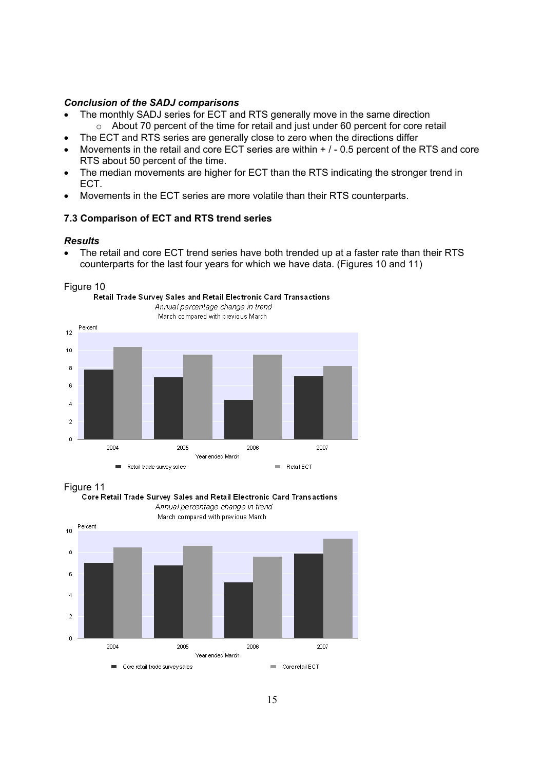***Conclusion of the SADJ comparisons***

- The monthly SADJ series for ECT and RTS generally move in the same direction
  - About 70 percent of the time for retail and just under 60 percent for core retail
- The ECT and RTS series are generally close to zero when the directions differ
- Movements in the retail and core ECT series are within + / - 0.5 percent of the RTS and core RTS about 50 percent of the time.
- The median movements are higher for ECT than the RTS indicating the stronger trend in ECT.
- Movements in the ECT series are more volatile than their RTS counterparts.

### 7.3 Comparison of ECT and RTS trend series

***Results***

- The retail and core ECT trend series have both trended up at a faster rate than their RTS counterparts for the last four years for which we have data. (Figures 10 and 11)

Figure 10

**Retail Trade Survey Sales and Retail Electronic Card Transactions**

*Annual percentage change in trend*

March compared with previous March

Figure 11

**Core Retail Trade Survey Sales and Retail Electronic Card Transactions**

*Annual percentage change in trend*

March compared with previous March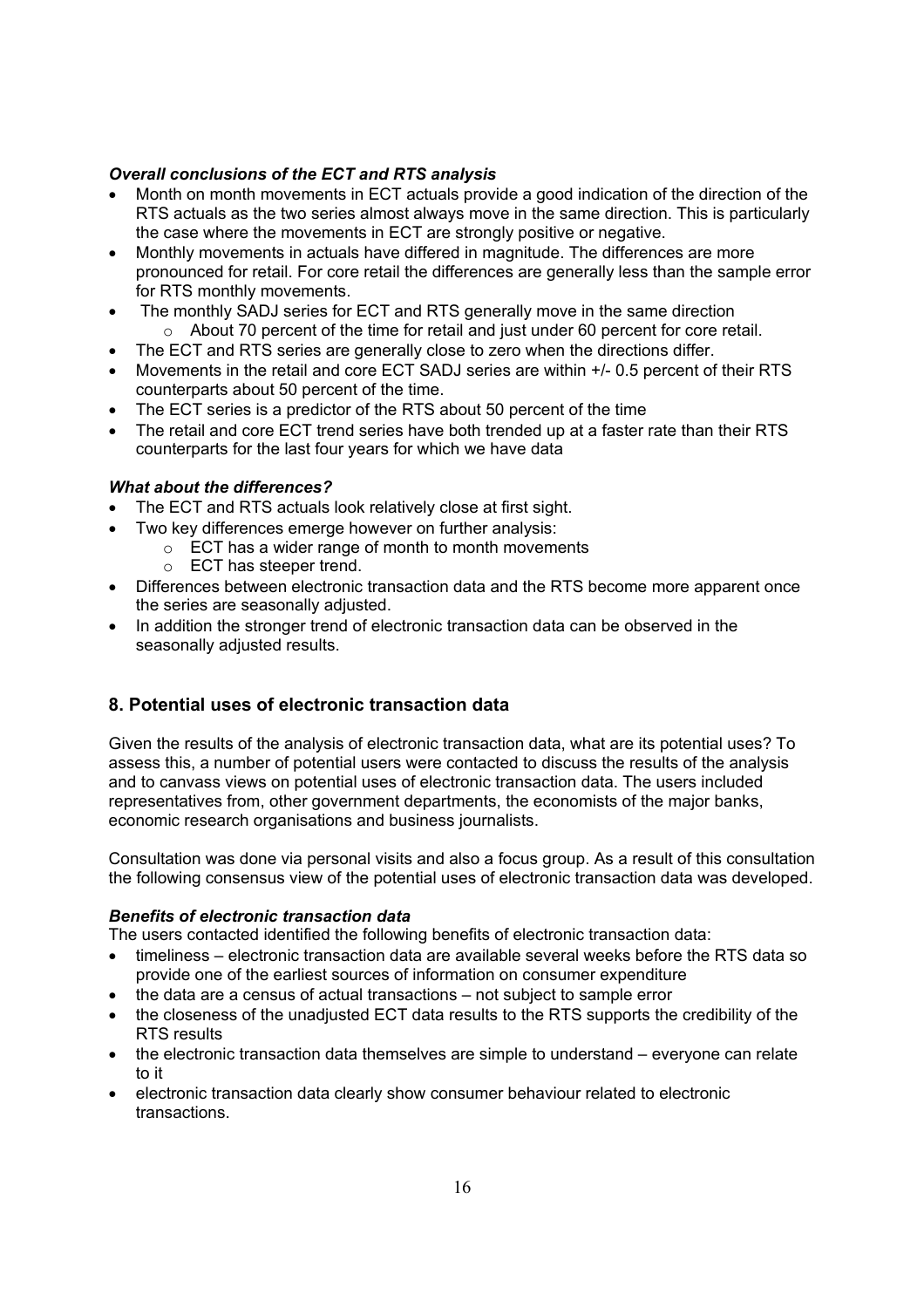***Overall conclusions of the ECT and RTS analysis***

- Month on month movements in ECT actuals provide a good indication of the direction of the RTS actuals as the two series almost always move in the same direction. This is particularly the case where the movements in ECT are strongly positive or negative.
- Monthly movements in actuals have differed in magnitude. The differences are more pronounced for retail. For core retail the differences are generally less than the sample error for RTS monthly movements.
- The monthly SADJ series for ECT and RTS generally move in the same direction
    - About 70 percent of the time for retail and just under 60 percent for core retail.
- The ECT and RTS series are generally close to zero when the directions differ.
- Movements in the retail and core ECT SADJ series are within +/- 0.5 percent of their RTS counterparts about 50 percent of the time.
- The ECT series is a predictor of the RTS about 50 percent of the time
- The retail and core ECT trend series have both trended up at a faster rate than their RTS counterparts for the last four years for which we have data

***What about the differences?***

- The ECT and RTS actuals look relatively close at first sight.
- Two key differences emerge however on further analysis:
    - ECT has a wider range of month to month movements
    - ECT has steeper trend.
- Differences between electronic transaction data and the RTS become more apparent once the series are seasonally adjusted.
- In addition the stronger trend of electronic transaction data can be observed in the seasonally adjusted results.

## 8. Potential uses of electronic transaction data

Given the results of the analysis of electronic transaction data, what are its potential uses? To assess this, a number of potential users were contacted to discuss the results of the analysis and to canvass views on potential uses of electronic transaction data. The users included representatives from, other government departments, the economists of the major banks, economic research organisations and business journalists.

Consultation was done via personal visits and also a focus group. As a result of this consultation the following consensus view of the potential uses of electronic transaction data was developed.

***Benefits of electronic transaction data***

The users contacted identified the following benefits of electronic transaction data:

- timeliness – electronic transaction data are available several weeks before the RTS data so provide one of the earliest sources of information on consumer expenditure
- the data are a census of actual transactions – not subject to sample error
- the closeness of the unadjusted ECT data results to the RTS supports the credibility of the RTS results
- the electronic transaction data themselves are simple to understand – everyone can relate to it
- electronic transaction data clearly show consumer behaviour related to electronic transactions.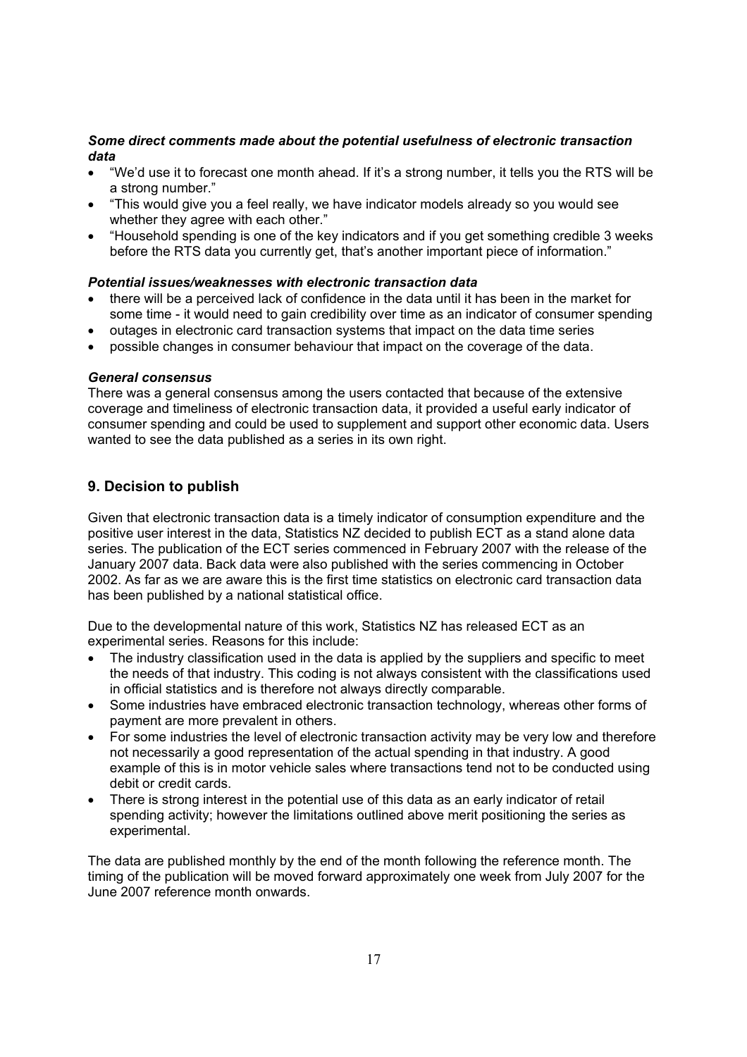***Some direct comments made about the potential usefulness of electronic transaction data***

- "We'd use it to forecast one month ahead. If it's a strong number, it tells you the RTS will be a strong number."
- "This would give you a feel really, we have indicator models already so you would see whether they agree with each other."
- "Household spending is one of the key indicators and if you get something credible 3 weeks before the RTS data you currently get, that's another important piece of information."

***Potential issues/weaknesses with electronic transaction data***

- there will be a perceived lack of confidence in the data until it has been in the market for some time - it would need to gain credibility over time as an indicator of consumer spending
- outages in electronic card transaction systems that impact on the data time series
- possible changes in consumer behaviour that impact on the coverage of the data.

***General consensus***

There was a general consensus among the users contacted that because of the extensive coverage and timeliness of electronic transaction data, it provided a useful early indicator of consumer spending and could be used to supplement and support other economic data. Users wanted to see the data published as a series in its own right.

## 9. Decision to publish

Given that electronic transaction data is a timely indicator of consumption expenditure and the positive user interest in the data, Statistics NZ decided to publish ECT as a stand alone data series. The publication of the ECT series commenced in February 2007 with the release of the January 2007 data. Back data were also published with the series commencing in October 2002. As far as we are aware this is the first time statistics on electronic card transaction data has been published by a national statistical office.

Due to the developmental nature of this work, Statistics NZ has released ECT as an experimental series. Reasons for this include:

- The industry classification used in the data is applied by the suppliers and specific to meet the needs of that industry. This coding is not always consistent with the classifications used in official statistics and is therefore not always directly comparable.
- Some industries have embraced electronic transaction technology, whereas other forms of payment are more prevalent in others.
- For some industries the level of electronic transaction activity may be very low and therefore not necessarily a good representation of the actual spending in that industry. A good example of this is in motor vehicle sales where transactions tend not to be conducted using debit or credit cards.
- There is strong interest in the potential use of this data as an early indicator of retail spending activity; however the limitations outlined above merit positioning the series as experimental.

The data are published monthly by the end of the month following the reference month. The timing of the publication will be moved forward approximately one week from July 2007 for the June 2007 reference month onwards.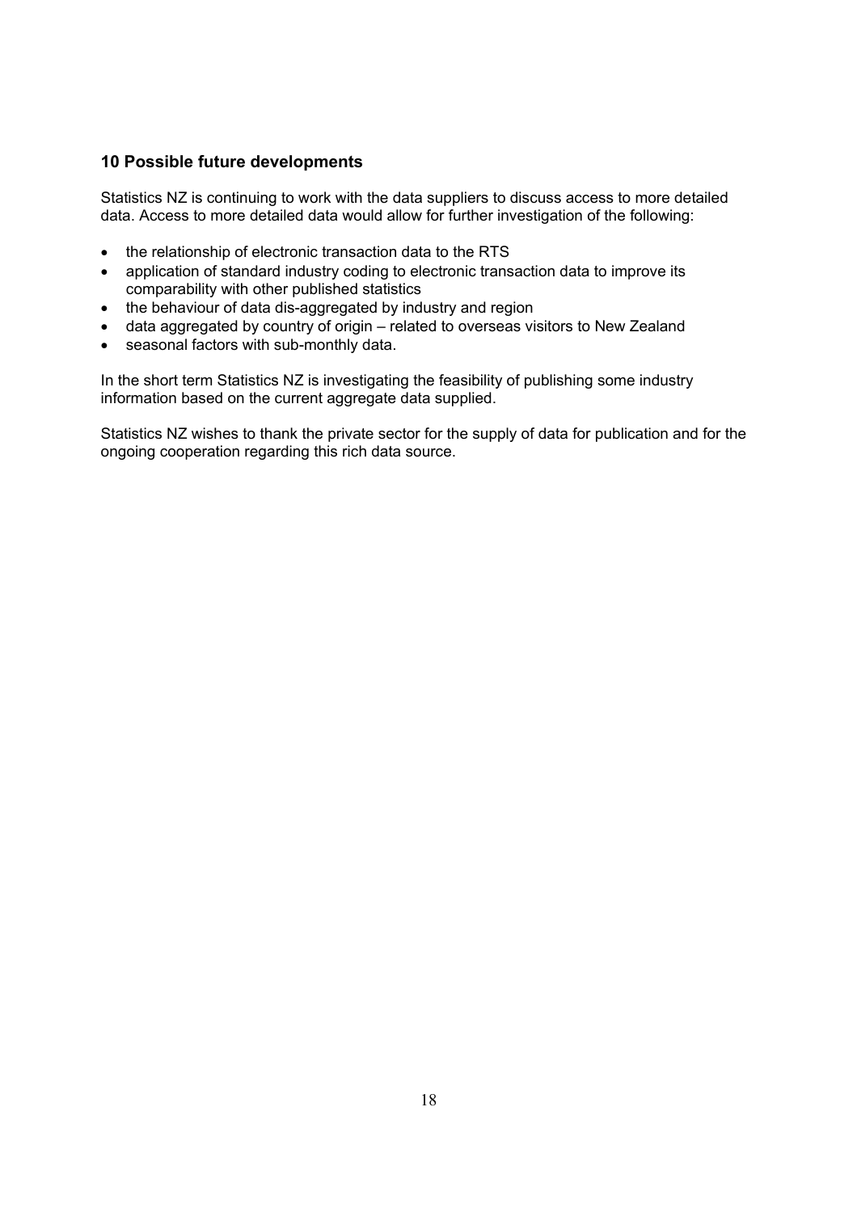## 10 Possible future developments

Statistics NZ is continuing to work with the data suppliers to discuss access to more detailed data. Access to more detailed data would allow for further investigation of the following:

- the relationship of electronic transaction data to the RTS
- application of standard industry coding to electronic transaction data to improve its comparability with other published statistics
- the behaviour of data dis-aggregated by industry and region
- data aggregated by country of origin – related to overseas visitors to New Zealand
- seasonal factors with sub-monthly data.

In the short term Statistics NZ is investigating the feasibility of publishing some industry information based on the current aggregate data supplied.

Statistics NZ wishes to thank the private sector for the supply of data for publication and for the ongoing cooperation regarding this rich data source.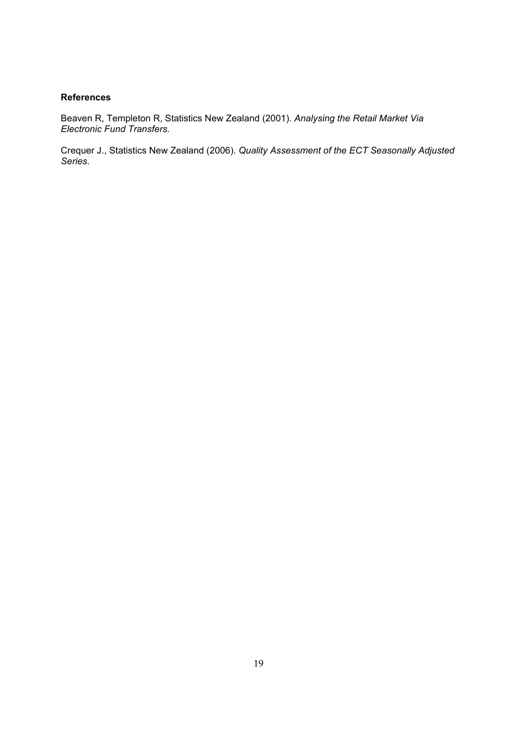**References**

Beaven R, Templeton R, Statistics New Zealand (2001). *Analysing the Retail Market Via Electronic Fund Transfers.*

Crequer J., Statistics New Zealand (2006). *Quality Assessment of the ECT Seasonally Adjusted Series*.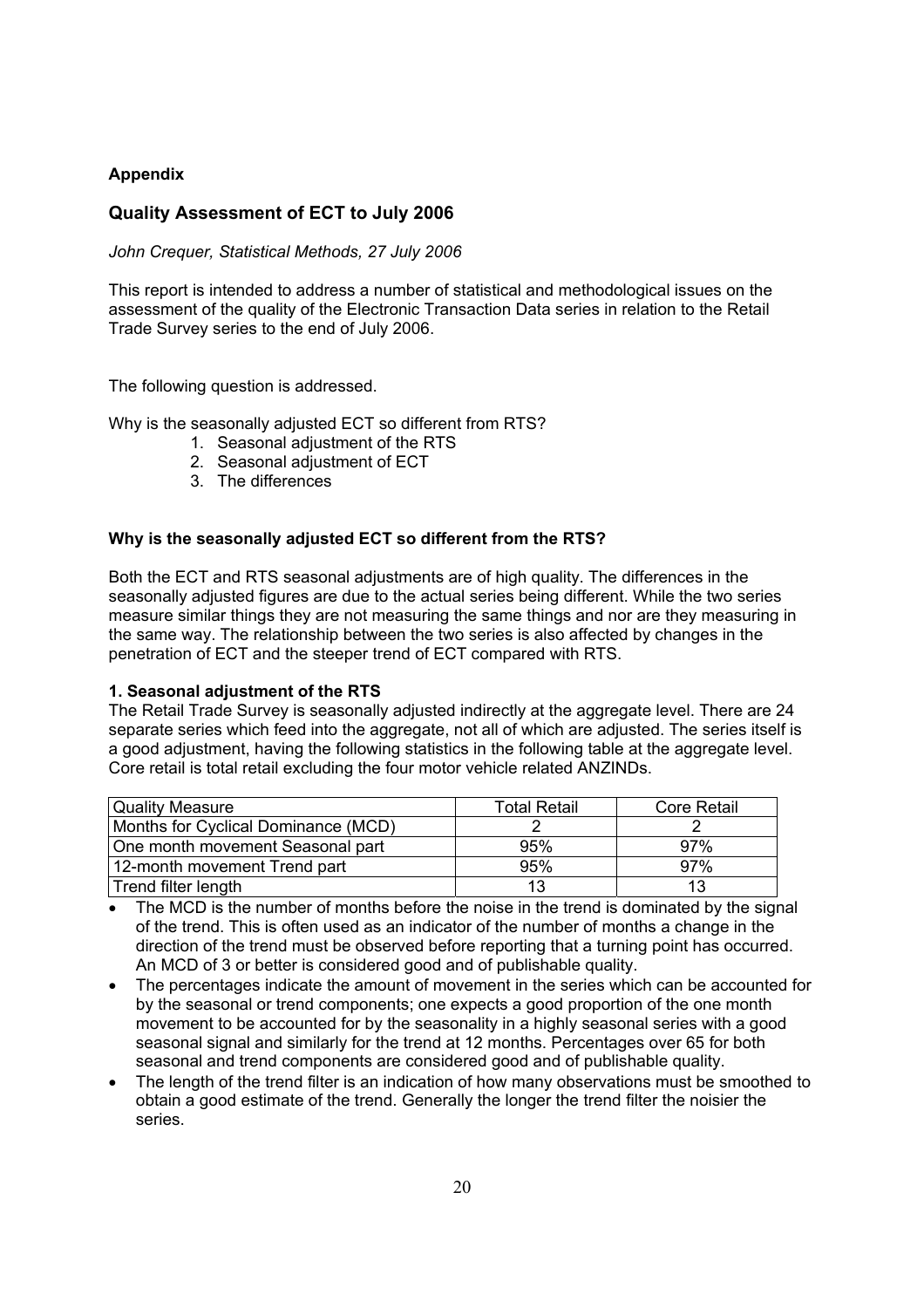**Appendix**

## Quality Assessment of ECT to July 2006

*John Crequer, Statistical Methods, 27 July 2006*

This report is intended to address a number of statistical and methodological issues on the assessment of the quality of the Electronic Transaction Data series in relation to the Retail Trade Survey series to the end of July 2006.

The following question is addressed.

Why is the seasonally adjusted ECT so different from RTS?

1. Seasonal adjustment of the RTS
2. Seasonal adjustment of ECT
3. The differences

**Why is the seasonally adjusted ECT so different from the RTS?**

Both the ECT and RTS seasonal adjustments are of high quality. The differences in the seasonally adjusted figures are due to the actual series being different. While the two series measure similar things they are not measuring the same things and nor are they measuring in the same way. The relationship between the two series is also affected by changes in the penetration of ECT and the steeper trend of ECT compared with RTS.

**1. Seasonal adjustment of the RTS**

The Retail Trade Survey is seasonally adjusted indirectly at the aggregate level. There are 24 separate series which feed into the aggregate, not all of which are adjusted. The series itself is a good adjustment, having the following statistics in the following table at the aggregate level. Core retail is total retail excluding the four motor vehicle related ANZINDs.

| Quality Measure | Total Retail | Core Retail |
|---|---|---|
| Months for Cyclical Dominance (MCD) | 2 | 2 |
| One month movement Seasonal part | 95% | 97% |
| 12-month movement Trend part | 95% | 97% |
| Trend filter length | 13 | 13 |

- The MCD is the number of months before the noise in the trend is dominated by the signal of the trend. This is often used as an indicator of the number of months a change in the direction of the trend must be observed before reporting that a turning point has occurred. An MCD of 3 or better is considered good and of publishable quality.
- The percentages indicate the amount of movement in the series which can be accounted for by the seasonal or trend components; one expects a good proportion of the one month movement to be accounted for by the seasonality in a highly seasonal series with a good seasonal signal and similarly for the trend at 12 months. Percentages over 65 for both seasonal and trend components are considered good and of publishable quality.
- The length of the trend filter is an indication of how many observations must be smoothed to obtain a good estimate of the trend. Generally the longer the trend filter the noisier the series.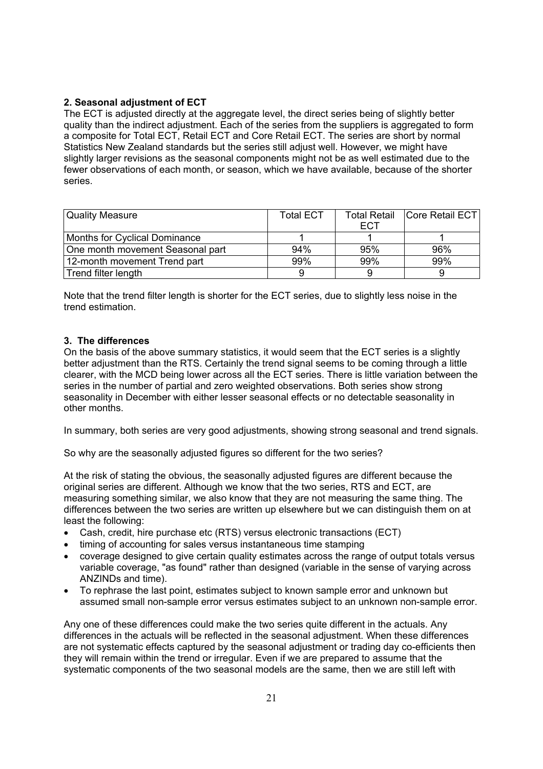## 2. Seasonal adjustment of ECT

The ECT is adjusted directly at the aggregate level, the direct series being of slightly better quality than the indirect adjustment. Each of the series from the suppliers is aggregated to form a composite for Total ECT, Retail ECT and Core Retail ECT. The series are short by normal Statistics New Zealand standards but the series still adjust well. However, we might have slightly larger revisions as the seasonal components might not be as well estimated due to the fewer observations of each month, or season, which we have available, because of the shorter series.

| Quality Measure | Total ECT | Total Retail ECT | Core Retail ECT |
|---|---|---|---|
| Months for Cyclical Dominance | 1 | 1 | 1 |
| One month movement Seasonal part | 94% | 95% | 96% |
| 12-month movement Trend part | 99% | 99% | 99% |
| Trend filter length | 9 | 9 | 9 |

Note that the trend filter length is shorter for the ECT series, due to slightly less noise in the trend estimation.

## 3. The differences

On the basis of the above summary statistics, it would seem that the ECT series is a slightly better adjustment than the RTS. Certainly the trend signal seems to be coming through a little clearer, with the MCD being lower across all the ECT series. There is little variation between the series in the number of partial and zero weighted observations. Both series show strong seasonality in December with either lesser seasonal effects or no detectable seasonality in other months.

In summary, both series are very good adjustments, showing strong seasonal and trend signals.

So why are the seasonally adjusted figures so different for the two series?

At the risk of stating the obvious, the seasonally adjusted figures are different because the original series are different. Although we know that the two series, RTS and ECT, are measuring something similar, we also know that they are not measuring the same thing. The differences between the two series are written up elsewhere but we can distinguish them on at least the following:

- Cash, credit, hire purchase etc (RTS) versus electronic transactions (ECT)
- timing of accounting for sales versus instantaneous time stamping
- coverage designed to give certain quality estimates across the range of output totals versus variable coverage, "as found" rather than designed (variable in the sense of varying across ANZINDs and time).
- To rephrase the last point, estimates subject to known sample error and unknown but assumed small non-sample error versus estimates subject to an unknown non-sample error.

Any one of these differences could make the two series quite different in the actuals. Any differences in the actuals will be reflected in the seasonal adjustment. When these differences are not systematic effects captured by the seasonal adjustment or trading day co-efficients then they will remain within the trend or irregular. Even if we are prepared to assume that the systematic components of the two seasonal models are the same, then we are still left with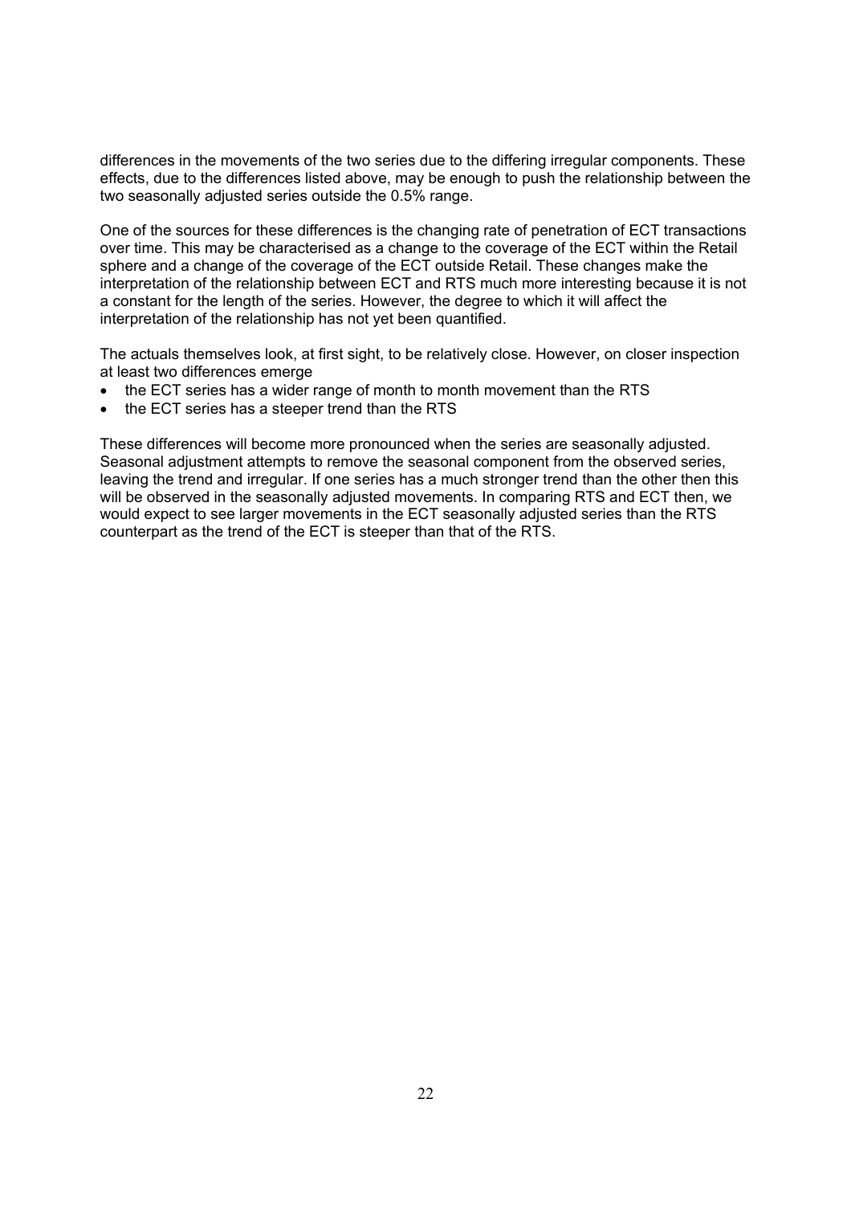differences in the movements of the two series due to the differing irregular components. These effects, due to the differences listed above, may be enough to push the relationship between the two seasonally adjusted series outside the 0.5% range.

One of the sources for these differences is the changing rate of penetration of ECT transactions over time. This may be characterised as a change to the coverage of the ECT within the Retail sphere and a change of the coverage of the ECT outside Retail. These changes make the interpretation of the relationship between ECT and RTS much more interesting because it is not a constant for the length of the series. However, the degree to which it will affect the interpretation of the relationship has not yet been quantified.

The actuals themselves look, at first sight, to be relatively close. However, on closer inspection at least two differences emerge

- the ECT series has a wider range of month to month movement than the RTS
- the ECT series has a steeper trend than the RTS

These differences will become more pronounced when the series are seasonally adjusted. Seasonal adjustment attempts to remove the seasonal component from the observed series, leaving the trend and irregular. If one series has a much stronger trend than the other then this will be observed in the seasonally adjusted movements. In comparing RTS and ECT then, we would expect to see larger movements in the ECT seasonally adjusted series than the RTS counterpart as the trend of the ECT is steeper than that of the RTS.